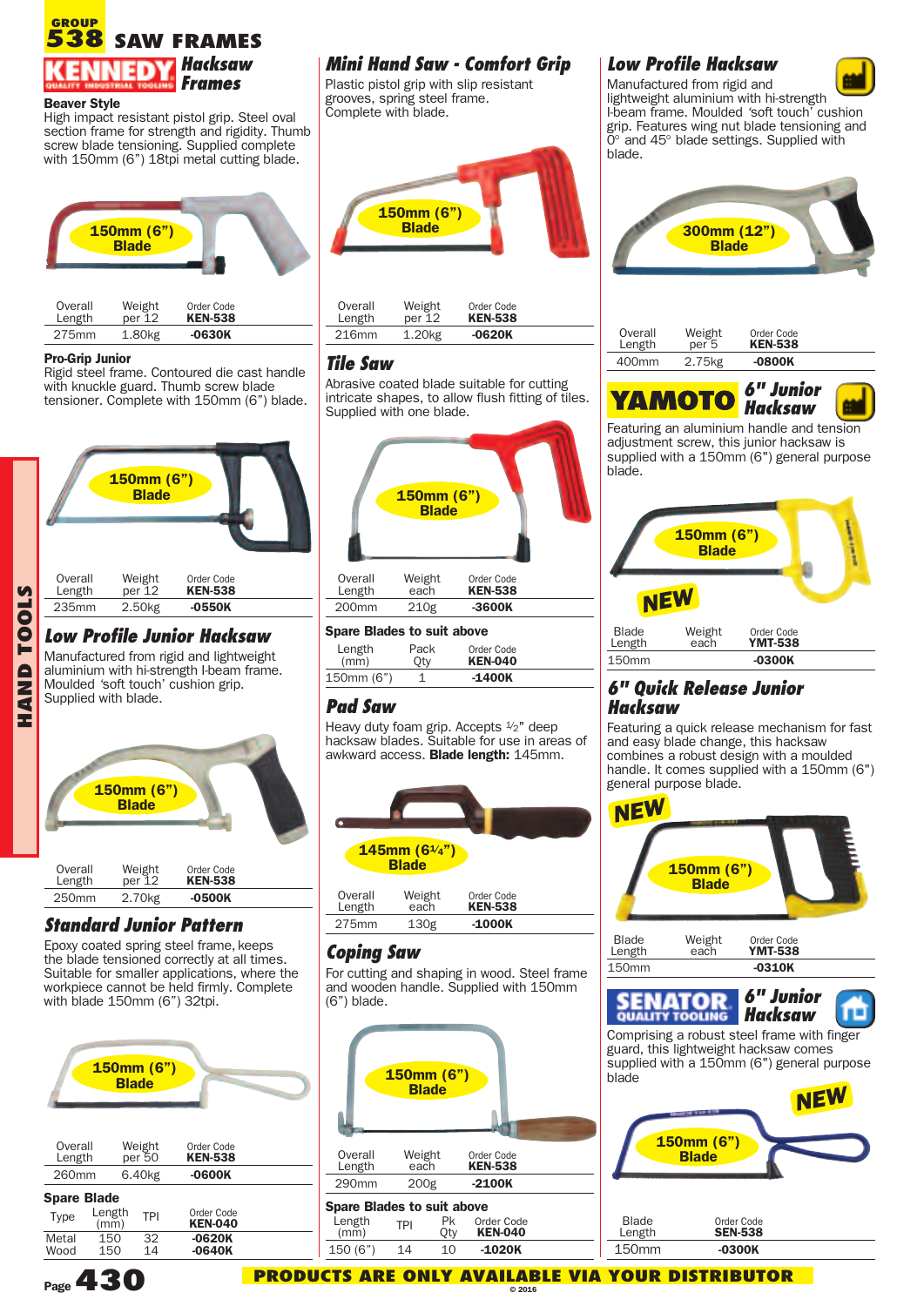GROUP 538 SAW FRAMES

# KENNEDY Hacksaw Frames

**Beaver Style**

High impact resistant pistol grip. Steel oval section frame for strength and rigidity. Thumb screw blade tensioning. Supplied complete with 150mm (6") 18tpi metal cutting blade.

150mm (6") Blade

| Overall Length | Weight per 12 | Order Code KEN-538 |
|---|---|---|
| 275mm | 1.80kg | -0630K |

**Pro-Grip Junior**

Rigid steel frame. Contoured die cast handle with knuckle guard. Thumb screw blade tensioner. Complete with 150mm (6") blade.

150mm (6") Blade

| Overall Length | Weight per 12 | Order Code KEN-538 |
|---|---|---|
| 235mm | 2.50kg | -0550K |

## Low Profile Junior Hacksaw

Manufactured from rigid and lightweight aluminium with hi-strength I-beam frame. Moulded 'soft touch' cushion grip. Supplied with blade.

150mm (6") Blade

| Overall Length | Weight per 12 | Order Code KEN-538 |
|---|---|---|
| 250mm | 2.70kg | -0500K |

## Standard Junior Pattern

Epoxy coated spring steel frame, keeps the blade tensioned correctly at all times. Suitable for smaller applications, where the workpiece cannot be held firmly. Complete with blade 150mm (6") 32tpi.

150mm (6") Blade

| Overall Length | Weight per 50 | Order Code KEN-538 |
|---|---|---|
| 260mm | 6.40kg | -0600K |

**Spare Blade**

| Type | Length (mm) | TPI | Order Code KEN-040 |
|---|---|---|---|
| Metal | 150 | 32 | -0620K |
| Wood | 150 | 14 | -0640K |

## Mini Hand Saw - Comfort Grip

Plastic pistol grip with slip resistant grooves, spring steel frame. Complete with blade.

150mm (6") Blade

| Overall Length | Weight per 12 | Order Code KEN-538 |
|---|---|---|
| 216mm | 1.20kg | -0620K |

## Tile Saw

Abrasive coated blade suitable for cutting intricate shapes, to allow flush fitting of tiles. Supplied with one blade.

150mm (6") Blade

| Overall Length | Weight each | Order Code KEN-538 |
|---|---|---|
| 200mm | 210g | -3600K |

**Spare Blades to suit above**

| Length (mm) | Pack Qty | Order Code KEN-040 |
|---|---|---|
| 150mm (6") | 1 | -1400K |

## Pad Saw

Heavy duty foam grip. Accepts ½" deep hacksaw blades. Suitable for use in areas of awkward access. **Blade length:** 145mm.

145mm (6¼") Blade

| Overall Length | Weight each | Order Code KEN-538 |
|---|---|---|
| 275mm | 130g | -1000K |

## Coping Saw

For cutting and shaping in wood. Steel frame and wooden handle. Supplied with 150mm (6") blade.

150mm (6") Blade

| Overall Length | Weight each | Order Code KEN-538 |
|---|---|---|
| 290mm | 200g | -2100K |

**Spare Blades to suit above**

| Length (mm) | TPI | Pk Qty | Order Code KEN-040 |
|---|---|---|---|
| 150 (6") | 14 | 10 | -1020K |

## Low Profile Hacksaw

Manufactured from rigid and lightweight aluminium with hi-strength I-beam frame. Moulded 'soft touch' cushion grip. Features wing nut blade tensioning and 0° and 45° blade settings. Supplied with blade.

300mm (12") Blade

| Overall Length | Weight per 5 | Order Code KEN-538 |
|---|---|---|
| 400mm | 2.75kg | -0800K |

## YAMOTO 6" Junior Hacksaw

Featuring an aluminium handle and tension adjustment screw, this junior hacksaw is supplied with a 150mm (6") general purpose blade.

150mm (6") Blade

NEW

| Blade Length | Weight each | Order Code YMT-538 |
|---|---|---|
| 150mm | | -0300K |

## 6" Quick Release Junior Hacksaw

Featuring a quick release mechanism for fast and easy blade change, this hacksaw combines a robust design with a moulded handle. It comes supplied with a 150mm (6") general purpose blade.

NEW

150mm (6") Blade

| Blade Length | Weight each | Order Code YMT-538 |
|---|---|---|
| 150mm | | -0310K |

## SENATOR QUALITY TOOLING 6" Junior Hacksaw

Comprising a robust steel frame with finger guard, this lightweight hacksaw comes supplied with a 150mm (6") general purpose blade

NEW

150mm (6") Blade

| Blade Length | Order Code SEN-538 |
|---|---|
| 150mm | -0300K |

PRODUCTS ARE ONLY AVAILABLE VIA YOUR DISTRIBUTOR

© 2016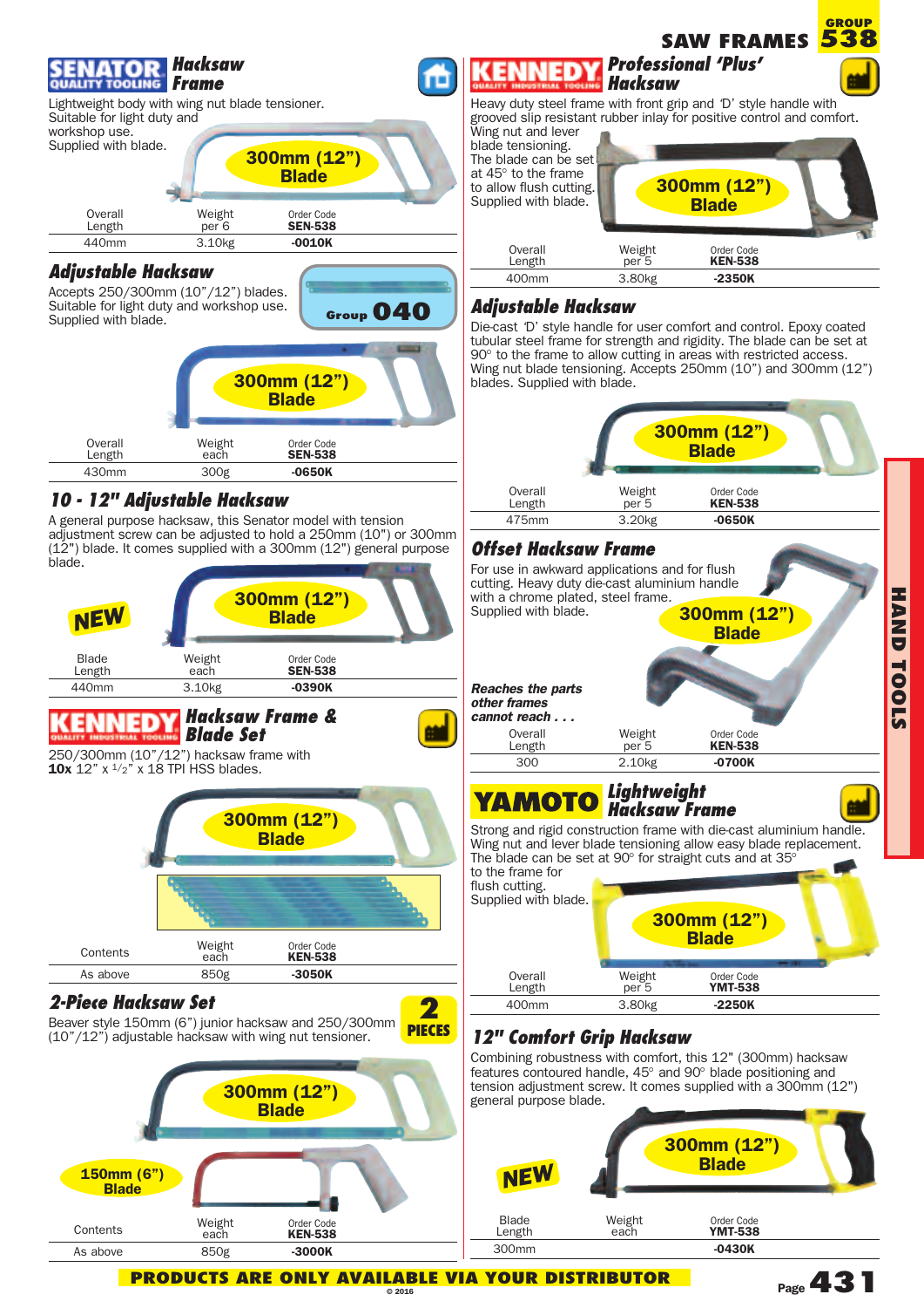# SAW FRAMES

GROUP 538

## SENATOR Hacksaw Frame

Lightweight body with wing nut blade tensioner. Suitable for light duty and workshop use. Supplied with blade.

300mm (12") Blade

| Overall Length | Weight per 6 | Order Code SEN-538 |
|---|---|---|
| 440mm | 3.10kg | -0010K |

## Adjustable Hacksaw

Accepts 250/300mm (10"/12") blades. Suitable for light duty and workshop use. Supplied with blade.

Group 040

300mm (12") Blade

| Overall Length | Weight each | Order Code SEN-538 |
|---|---|---|
| 430mm | 300g | -0650K |

## 10 - 12" Adjustable Hacksaw

A general purpose hacksaw, this Senator model with tension adjustment screw can be adjusted to hold a 250mm (10") or 300mm (12") blade. It comes supplied with a 300mm (12") general purpose blade.

NEW

300mm (12") Blade

| Blade Length | Weight each | Order Code SEN-538 |
|---|---|---|
| 440mm | 3.10kg | -0390K |

## KENNEDY Hacksaw Frame & Blade Set

250/300mm (10"/12") hacksaw frame with **10x** 12" x 1/2" x 18 TPI HSS blades.

300mm (12") Blade

| Contents | Weight each | Order Code KEN-538 |
|---|---|---|
| As above | 850g | -3050K |

## 2-Piece Hacksaw Set

Beaver style 150mm (6") junior hacksaw and 250/300mm (10"/12") adjustable hacksaw with wing nut tensioner.

2 PIECES

300mm (12") Blade

150mm (6") Blade

| Contents | Weight each | Order Code KEN-538 |
|---|---|---|
| As above | 850g | -3000K |

## KENNEDY Professional 'Plus' Hacksaw

Heavy duty steel frame with front grip and 'D' style handle with grooved slip resistant rubber inlay for positive control and comfort. Wing nut and lever blade tensioning. The blade can be set at 45° to the frame to allow flush cutting. Supplied with blade.

300mm (12") Blade

| Overall Length | Weight per 5 | Order Code KEN-538 |
|---|---|---|
| 400mm | 3.80kg | -2350K |

## Adjustable Hacksaw

Die-cast 'D' style handle for user comfort and control. Epoxy coated tubular steel frame for strength and rigidity. The blade can be set at 90° to the frame to allow cutting in areas with restricted access. Wing nut blade tensioning. Accepts 250mm (10") and 300mm (12") blades. Supplied with blade.

300mm (12") Blade

| Overall Length | Weight per 5 | Order Code KEN-538 |
|---|---|---|
| 475mm | 3.20kg | -0650K |

## Offset Hacksaw Frame

For use in awkward applications and for flush cutting. Heavy duty die-cast aluminium handle with a chrome plated, steel frame. Supplied with blade.

300mm (12") Blade

*Reaches the parts other frames cannot reach . . .*

| Overall Length | Weight per 5 | Order Code KEN-538 |
|---|---|---|
| 300 | 2.10kg | -0700K |

## YAMOTO Lightweight Hacksaw Frame

Strong and rigid construction frame with die-cast aluminium handle. Wing nut and lever blade tensioning allow easy blade replacement. The blade can be set at 90° for straight cuts and at 35° to the frame for flush cutting. Supplied with blade.

300mm (12") Blade

| Overall Length | Weight per 5 | Order Code YMT-538 |
|---|---|---|
| 400mm | 3.80kg | -2250K |

## 12" Comfort Grip Hacksaw

Combining robustness with comfort, this 12" (300mm) hacksaw features contoured handle, 45° and 90° blade positioning and tension adjustment screw. It comes supplied with a 300mm (12") general purpose blade.

NEW

300mm (12") Blade

| Blade Length | Weight each | Order Code YMT-538 |
|---|---|---|
| 300mm | | -0430K |

HAND TOOLS

PRODUCTS ARE ONLY AVAILABLE VIA YOUR DISTRIBUTOR

© 2016